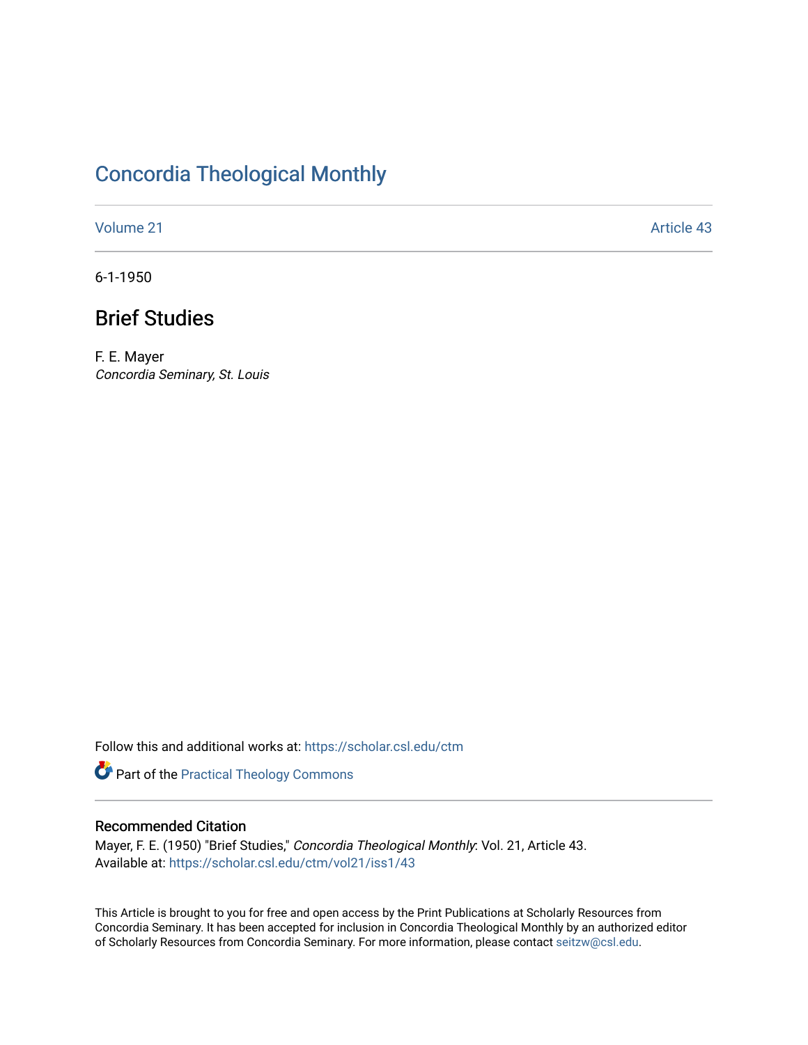# Concordia Theological Monthly

Volume 21 | Article 43

6-1-1950

## Brief Studies

F. E. Mayer
*Concordia Seminary, St. Louis*

Follow this and additional works at: https://scholar.csl.edu/ctm

Part of the Practical Theology Commons

### Recommended Citation

Mayer, F. E. (1950) "Brief Studies," *Concordia Theological Monthly*: Vol. 21, Article 43.
Available at: https://scholar.csl.edu/ctm/vol21/iss1/43

This Article is brought to you for free and open access by the Print Publications at Scholarly Resources from Concordia Seminary. It has been accepted for inclusion in Concordia Theological Monthly by an authorized editor of Scholarly Resources from Concordia Seminary. For more information, please contact seitzw@csl.edu.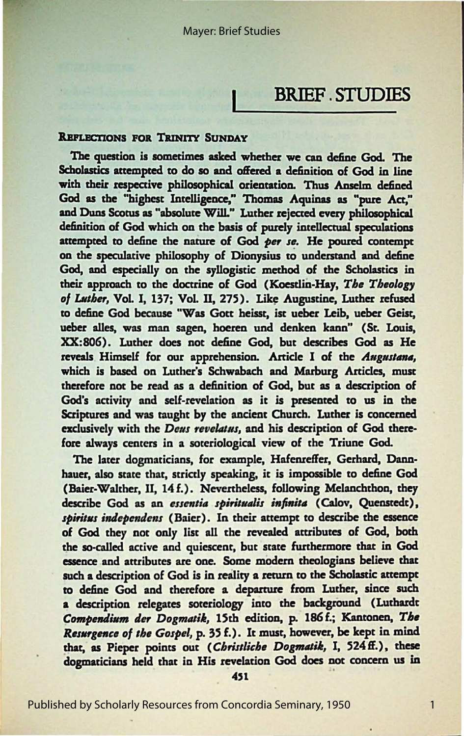# BRIEF STUDIES

## Reflections for Trinity Sunday

The question is sometimes asked whether we can define God. The Scholastics attempted to do so and offered a definition of God in line with their respective philosophical orientation. Thus Anselm defined God as the "highest Intelligence," Thomas Aquinas as "pure Act," and Duns Scotus as "absolute Will." Luther rejected every philosophical definition of God which on the basis of purely intellectual speculations attempted to define the nature of God *per se*. He poured contempt on the speculative philosophy of Dionysius to understand and define God, and especially on the syllogistic method of the Scholastics in their approach to the doctrine of God (Koestlin-Hay, *The Theology of Luther*, Vol. I, 137; Vol. II, 275). Like Augustine, Luther refused to define God because "Was Gott heisst, ist ueber Leib, ueber Geist, ueber alles, was man sagen, hoeren und denken kann" (St. Louis, XX:806). Luther does not define God, but describes God as He reveals Himself for our apprehension. Article I of the *Augustana*, which is based on Luther's Schwabach and Marburg Articles, must therefore not be read as a definition of God, but as a description of God's activity and self-revelation as it is presented to us in the Scriptures and was taught by the ancient Church. Luther is concerned exclusively with the *Deus revelatus*, and his description of God therefore always centers in a soteriological view of the Triune God.

The later dogmaticians, for example, Hafenreffer, Gerhard, Dannhauer, also state that, strictly speaking, it is impossible to define God (Baier-Walther, II, 14 f.). Nevertheless, following Melanchthon, they describe God as an *essentia spiritualis infinita* (Calov, Quenstedt), *spiritus independens* (Baier). In their attempt to describe the essence of God they not only list all the revealed attributes of God, both the so-called active and quiescent, but state furthermore that in God essence and attributes are one. Some modern theologians believe that such a description of God is in reality a return to the Scholastic attempt to define God and therefore a departure from Luther, since such a description relegates soteriology into the background (Luthardt *Compendium der Dogmatik*, 15th edition, p. 186 f.; Kantonen, *The Resurgence of the Gospel*, p. 35 f.). It must, however, be kept in mind that, as Pieper points out (*Christliche Dogmatik*, I, 524 ff.), these dogmaticians held that in His revelation God does not concern us in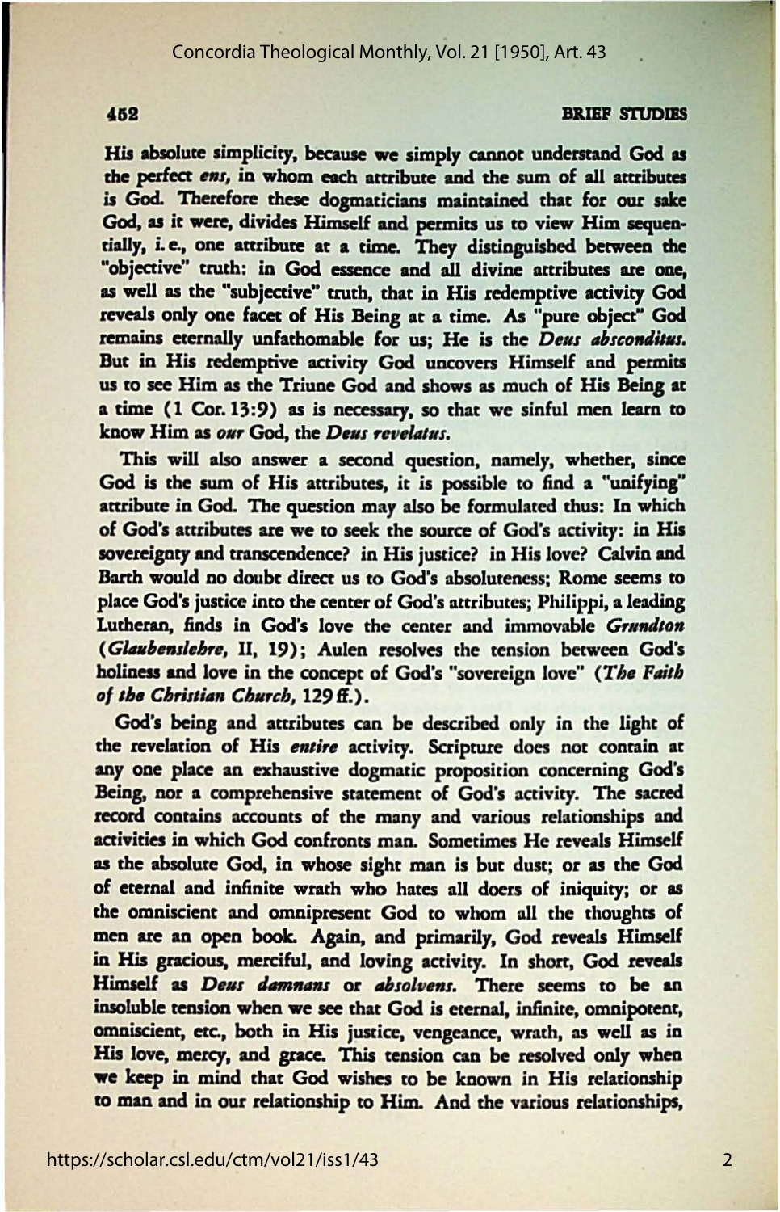His absolute simplicity, because we simply cannot understand God as the perfect *ens*, in whom each attribute and the sum of all attributes is God. Therefore these dogmaticians maintained that for our sake God, as it were, divides Himself and permits us to view Him sequentially, i. e., one attribute at a time. They distinguished between the "objective" truth: in God essence and all divine attributes are one, as well as the "subjective" truth, that in His redemptive activity God reveals only one facet of His Being at a time. As "pure object" God remains eternally unfathomable for us; He is the *Deus absconditus*. But in His redemptive activity God uncovers Himself and permits us to see Him as the Triune God and shows as much of His Being at a time (1 Cor. 13:9) as is necessary, so that we sinful men learn to know Him as *our* God, the *Deus revelatus*.

This will also answer a second question, namely, whether, since God is the sum of His attributes, it is possible to find a "unifying" attribute in God. The question may also be formulated thus: In which of God's attributes are we to seek the source of God's activity: in His sovereignty and transcendence? in His justice? in His love? Calvin and Barth would no doubt direct us to God's absoluteness; Rome seems to place God's justice into the center of God's attributes; Philippi, a leading Lutheran, finds in God's love the center and immovable *Grundton* (*Glaubenslehre*, II, 19); Aulen resolves the tension between God's holiness and love in the concept of God's "sovereign love" (*The Faith of the Christian Church*, 129 ff.).

God's being and attributes can be described only in the light of the revelation of His *entire* activity. Scripture does not contain at any one place an exhaustive dogmatic proposition concerning God's Being, nor a comprehensive statement of God's activity. The sacred record contains accounts of the many and various relationships and activities in which God confronts man. Sometimes He reveals Himself as the absolute God, in whose sight man is but dust; or as the God of eternal and infinite wrath who hates all doers of iniquity; or as the omniscient and omnipresent God to whom all the thoughts of men are an open book. Again, and primarily, God reveals Himself in His gracious, merciful, and loving activity. In short, God reveals Himself as *Deus damnans* or *absolvens*. There seems to be an insoluble tension when we see that God is eternal, infinite, omnipotent, omniscient, etc., both in His justice, vengeance, wrath, as well as in His love, mercy, and grace. This tension can be resolved only when we keep in mind that God wishes to be known in His relationship to man and in our relationship to Him. And the various relationships,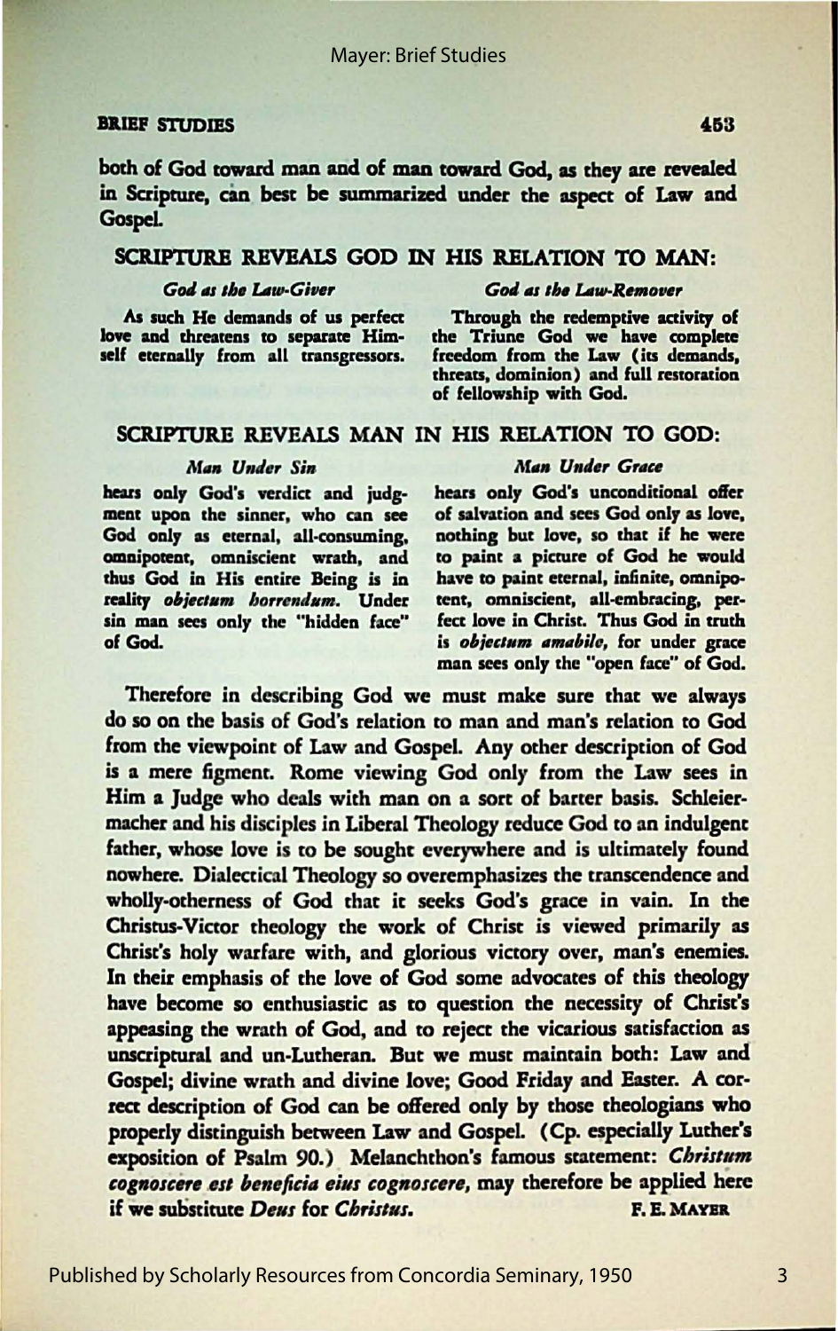both of God toward man and of man toward God, as they are revealed in Scripture, can best be summarized under the aspect of Law and Gospel.

## SCRIPTURE REVEALS GOD IN HIS RELATION TO MAN:

| *God as the Law-Giver* | *God as the Law-Remover* |
|---|---|
| As such He demands of us perfect love and threatens to separate Himself eternally from all transgressors. | Through the redemptive activity of the Triune God we have complete freedom from the Law (its demands, threats, dominion) and full restoration of fellowship with God. |

## SCRIPTURE REVEALS MAN IN HIS RELATION TO GOD:

| *Man Under Sin* | *Man Under Grace* |
|---|---|
| hears only God's verdict and judgment upon the sinner, who can see God only as eternal, all-consuming, omnipotent, omniscient wrath, and thus God in His entire Being is in reality *objectum horrendum*. Under sin man sees only the "hidden face" of God. | hears only God's unconditional offer of salvation and sees God only as love, nothing but love, so that if he were to paint a picture of God he would have to paint eternal, infinite, omnipotent, omniscient, all-embracing, perfect love in Christ. Thus God in truth is *objectum amabile*, for under grace man sees only the "open face" of God. |

Therefore in describing God we must make sure that we always do so on the basis of God's relation to man and man's relation to God from the viewpoint of Law and Gospel. Any other description of God is a mere figment. Rome viewing God only from the Law sees in Him a Judge who deals with man on a sort of barter basis. Schleiermacher and his disciples in Liberal Theology reduce God to an indulgent father, whose love is to be sought everywhere and is ultimately found nowhere. Dialectical Theology so overemphasizes the transcendence and wholly-otherness of God that it seeks God's grace in vain. In the Christus-Victor theology the work of Christ is viewed primarily as Christ's holy warfare with, and glorious victory over, man's enemies. In their emphasis of the love of God some advocates of this theology have become so enthusiastic as to question the necessity of Christ's appeasing the wrath of God, and to reject the vicarious satisfaction as unscriptural and un-Lutheran. But we must maintain both: Law and Gospel; divine wrath and divine love; Good Friday and Easter. A correct description of God can be offered only by those theologians who properly distinguish between Law and Gospel. (Cp. especially Luther's exposition of Psalm 90.) Melanchthon's famous statement: *Christum cognoscere est beneficia eius cognoscere*, may therefore be applied here if we substitute *Deus* for *Christus*.

F. E. MAYER